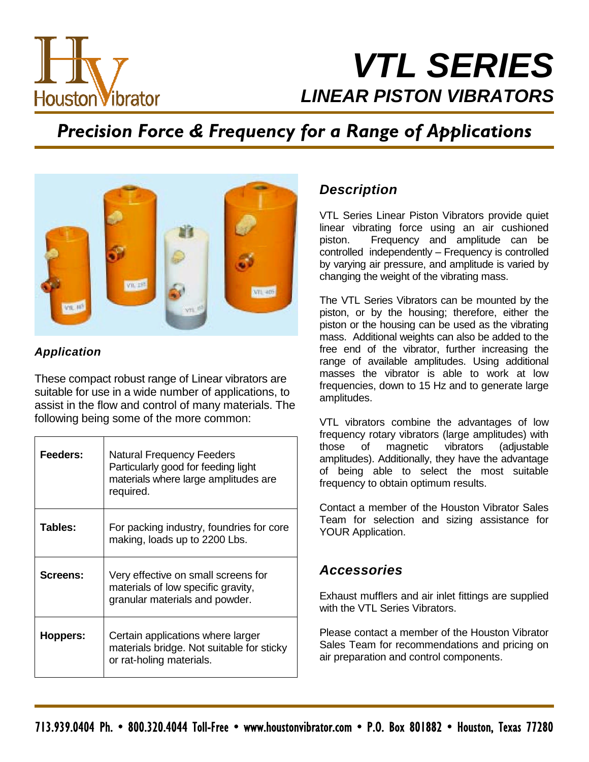# VTL SERIES

## LINEAR PISTON VIBRATORS

## Precision Force & Frequency for a Range of Applications

### Application

These compact robust range of Linear vibrators are suitable for use in a wide number of applications, to assist in the flow and control of many materials. The following being some of the more common:

| | |
|---|---|
| **Feeders:** | Natural Frequency Feeders Particularly good for feeding light materials where large amplitudes are required. |
| **Tables:** | For packing industry, foundries for core making, loads up to 2200 Lbs. |
| **Screens:** | Very effective on small screens for materials of low specific gravity, granular materials and powder. |
| **Hoppers:** | Certain applications where larger materials bridge. Not suitable for sticky or rat-holing materials. |

### Description

VTL Series Linear Piston Vibrators provide quiet linear vibrating force using an air cushioned piston. Frequency and amplitude can be controlled independently – Frequency is controlled by varying air pressure, and amplitude is varied by changing the weight of the vibrating mass.

The VTL Series Vibrators can be mounted by the piston, or by the housing; therefore, either the piston or the housing can be used as the vibrating mass. Additional weights can also be added to the free end of the vibrator, further increasing the range of available amplitudes. Using additional masses the vibrator is able to work at low frequencies, down to 15 Hz and to generate large amplitudes.

VTL vibrators combine the advantages of low frequency rotary vibrators (large amplitudes) with those of magnetic vibrators (adjustable amplitudes). Additionally, they have the advantage of being able to select the most suitable frequency to obtain optimum results.

Contact a member of the Houston Vibrator Sales Team for selection and sizing assistance for YOUR Application.

### Accessories

Exhaust mufflers and air inlet fittings are supplied with the VTL Series Vibrators.

Please contact a member of the Houston Vibrator Sales Team for recommendations and pricing on air preparation and control components.

713.939.0404 Ph. • 800.320.4044 Toll-Free • www.houstonvibrator.com • P.O. Box 801882 • Houston, Texas 77280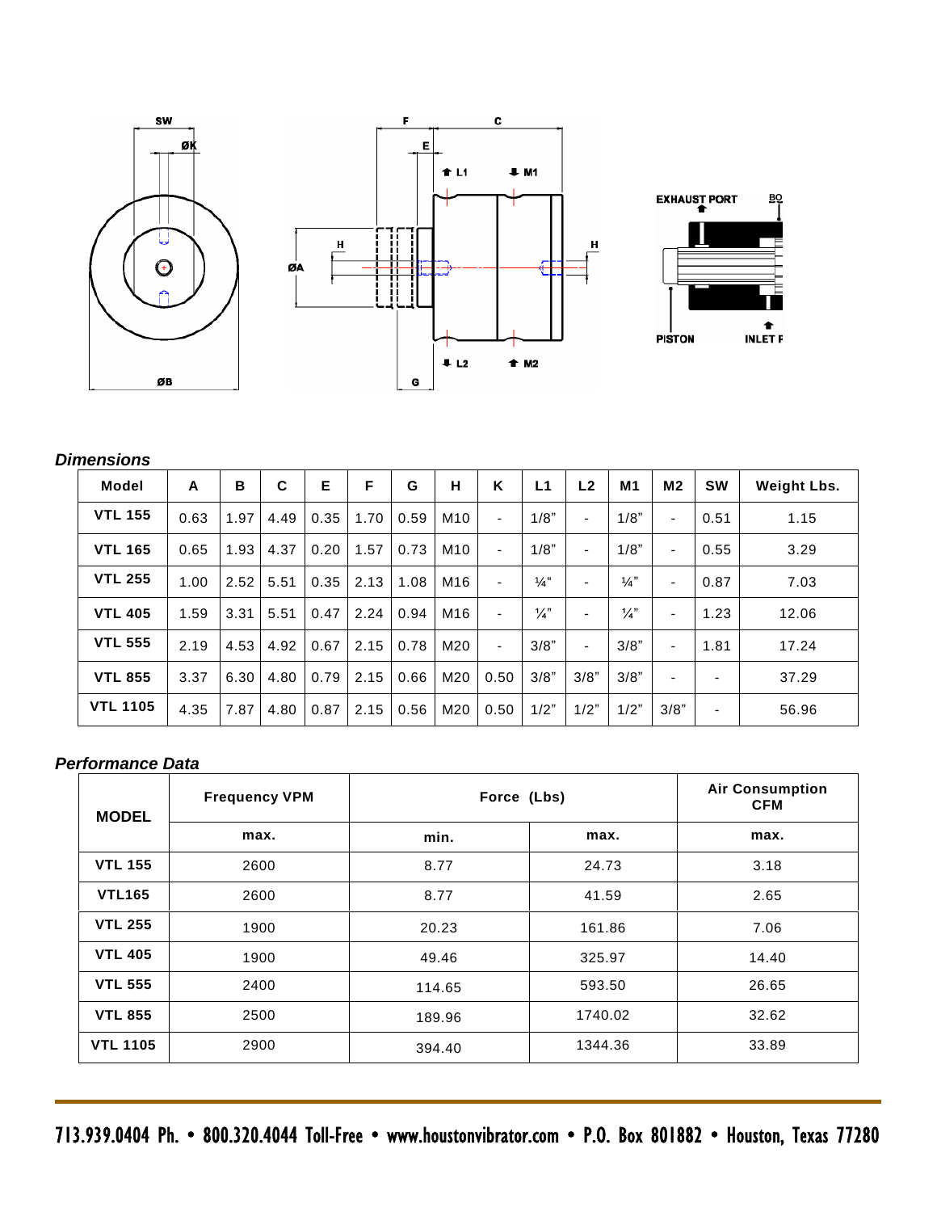SW

ØK

ØB

F

C

E

L1

M1

ØA

H

H

L2

M2

G

EXHAUST PORT

BO

PISTON

INLET F

### *Dimensions*

| Model | A | B | C | E | F | G | H | K | L1 | L2 | M1 | M2 | SW | Weight Lbs. |
|---|---|---|---|---|---|---|---|---|---|---|---|---|---|---|
| **VTL 155** | 0.63 | 1.97 | 4.49 | 0.35 | 1.70 | 0.59 | M10 | - | 1/8" | - | 1/8" | - | 0.51 | 1.15 |
| **VTL 165** | 0.65 | 1.93 | 4.37 | 0.20 | 1.57 | 0.73 | M10 | - | 1/8" | - | 1/8" | - | 0.55 | 3.29 |
| **VTL 255** | 1.00 | 2.52 | 5.51 | 0.35 | 2.13 | 1.08 | M16 | - | ¼" | - | ¼" | - | 0.87 | 7.03 |
| **VTL 405** | 1.59 | 3.31 | 5.51 | 0.47 | 2.24 | 0.94 | M16 | - | ¼" | - | ¼" | - | 1.23 | 12.06 |
| **VTL 555** | 2.19 | 4.53 | 4.92 | 0.67 | 2.15 | 0.78 | M20 | - | 3/8" | - | 3/8" | - | 1.81 | 17.24 |
| **VTL 855** | 3.37 | 6.30 | 4.80 | 0.79 | 2.15 | 0.66 | M20 | 0.50 | 3/8" | 3/8" | 3/8" | - | - | 37.29 |
| **VTL 1105** | 4.35 | 7.87 | 4.80 | 0.87 | 2.15 | 0.56 | M20 | 0.50 | 1/2" | 1/2" | 1/2" | 3/8" | - | 56.96 |

### *Performance Data*

| MODEL | Frequency VPM | Force (Lbs) | | Air Consumption CFM |
|---|---|---|---|---|
| | max. | min. | max. | max. |
| **VTL 155** | 2600 | 8.77 | 24.73 | 3.18 |
| **VTL165** | 2600 | 8.77 | 41.59 | 2.65 |
| **VTL 255** | 1900 | 20.23 | 161.86 | 7.06 |
| **VTL 405** | 1900 | 49.46 | 325.97 | 14.40 |
| **VTL 555** | 2400 | 114.65 | 593.50 | 26.65 |
| **VTL 855** | 2500 | 189.96 | 1740.02 | 32.62 |
| **VTL 1105** | 2900 | 394.40 | 1344.36 | 33.89 |

713.939.0404 Ph. • 800.320.4044 Toll-Free • www.houstonvibrator.com • P.O. Box 801882 • Houston, Texas 77280